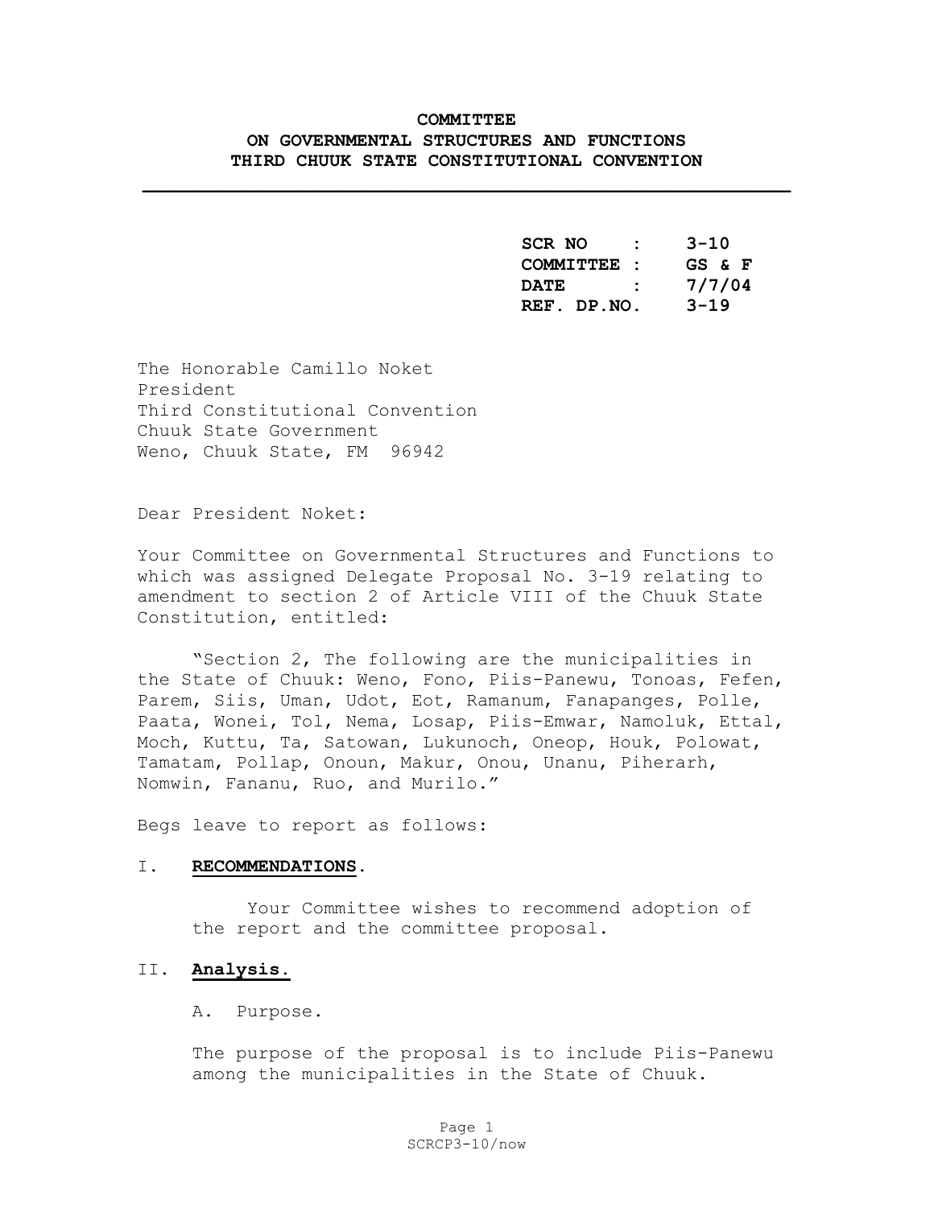**COMMITTEE**
**ON GOVERNMENTAL STRUCTURES AND FUNCTIONS**
**THIRD CHUUK STATE CONSTITUTIONAL CONVENTION**

---

**SCR NO : 3-10**
**COMMITTEE : GS & F**
**DATE : 7/7/04**
**REF. DP.NO. 3-19**

The Honorable Camillo Noket
President
Third Constitutional Convention
Chuuk State Government
Weno, Chuuk State, FM 96942

Dear President Noket:

Your Committee on Governmental Structures and Functions to which was assigned Delegate Proposal No. 3-19 relating to amendment to section 2 of Article VIII of the Chuuk State Constitution, entitled:

"Section 2, The following are the municipalities in the State of Chuuk: Weno, Fono, Piis-Panewu, Tonoas, Fefen, Parem, Siis, Uman, Udot, Eot, Ramanum, Fanapanges, Polle, Paata, Wonei, Tol, Nema, Losap, Piis-Emwar, Namoluk, Ettal, Moch, Kuttu, Ta, Satowan, Lukunoch, Oneop, Houk, Polowat, Tamatam, Pollap, Onoun, Makur, Onou, Unanu, Piherarh, Nomwin, Fananu, Ruo, and Murilo."

Begs leave to report as follows:

I. **RECOMMENDATIONS**.

Your Committee wishes to recommend adoption of the report and the committee proposal.

II. **Analysis.**

A. Purpose.

The purpose of the proposal is to include Piis-Panewu among the municipalities in the State of Chuuk.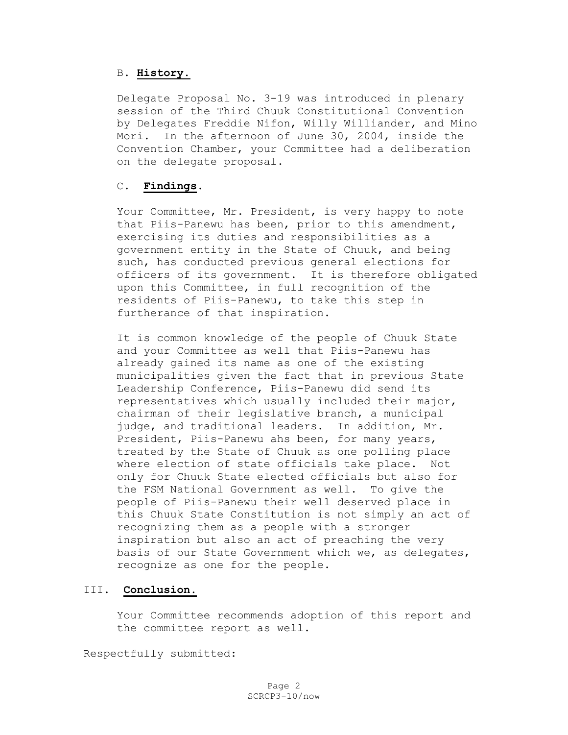B. **History.**

Delegate Proposal No. 3-19 was introduced in plenary session of the Third Chuuk Constitutional Convention by Delegates Freddie Nifon, Willy Williander, and Mino Mori. In the afternoon of June 30, 2004, inside the Convention Chamber, your Committee had a deliberation on the delegate proposal.

C. **Findings**.

Your Committee, Mr. President, is very happy to note that Piis-Panewu has been, prior to this amendment, exercising its duties and responsibilities as a government entity in the State of Chuuk, and being such, has conducted previous general elections for officers of its government. It is therefore obligated upon this Committee, in full recognition of the residents of Piis-Panewu, to take this step in furtherance of that inspiration.

It is common knowledge of the people of Chuuk State and your Committee as well that Piis-Panewu has already gained its name as one of the existing municipalities given the fact that in previous State Leadership Conference, Piis-Panewu did send its representatives which usually included their major, chairman of their legislative branch, a municipal judge, and traditional leaders. In addition, Mr. President, Piis-Panewu ahs been, for many years, treated by the State of Chuuk as one polling place where election of state officials take place. Not only for Chuuk State elected officials but also for the FSM National Government as well. To give the people of Piis-Panewu their well deserved place in this Chuuk State Constitution is not simply an act of recognizing them as a people with a stronger inspiration but also an act of preaching the very basis of our State Government which we, as delegates, recognize as one for the people.

III. **Conclusion.**

Your Committee recommends adoption of this report and the committee report as well.

Respectfully submitted:

SCRCP3-10/now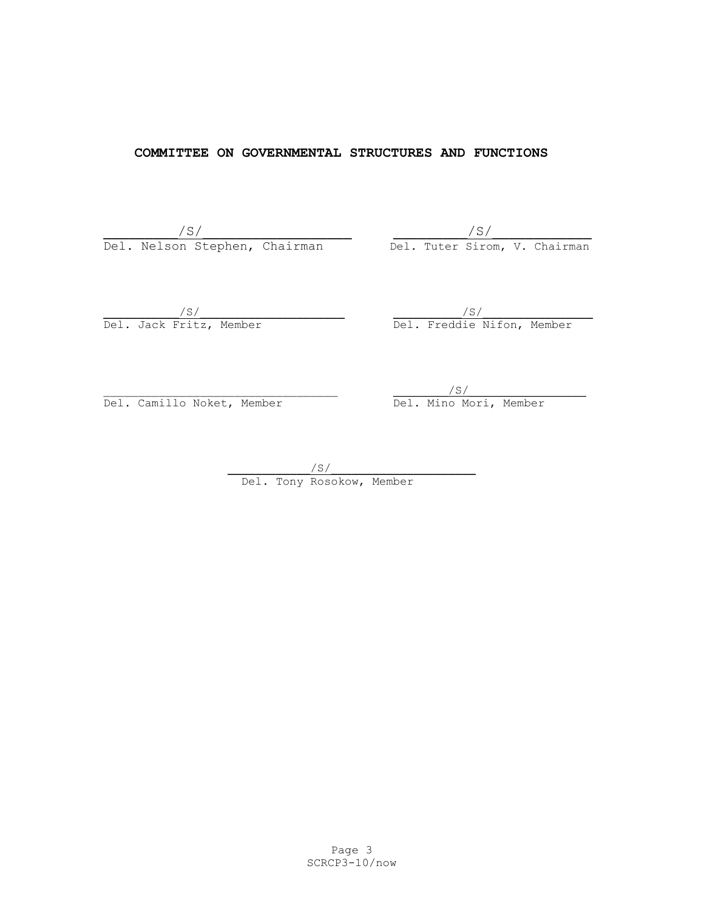**COMMITTEE ON GOVERNMENTAL STRUCTURES AND FUNCTIONS**

/S/
Del. Nelson Stephen, Chairman

/S/
Del. Tuter Sirom, V. Chairman

/S/
Del. Jack Fritz, Member

/S/
Del. Freddie Nifon, Member

Del. Camillo Noket, Member

/S/
Del. Mino Mori, Member

/S/
Del. Tony Rosokow, Member

SCRCP3-10/now